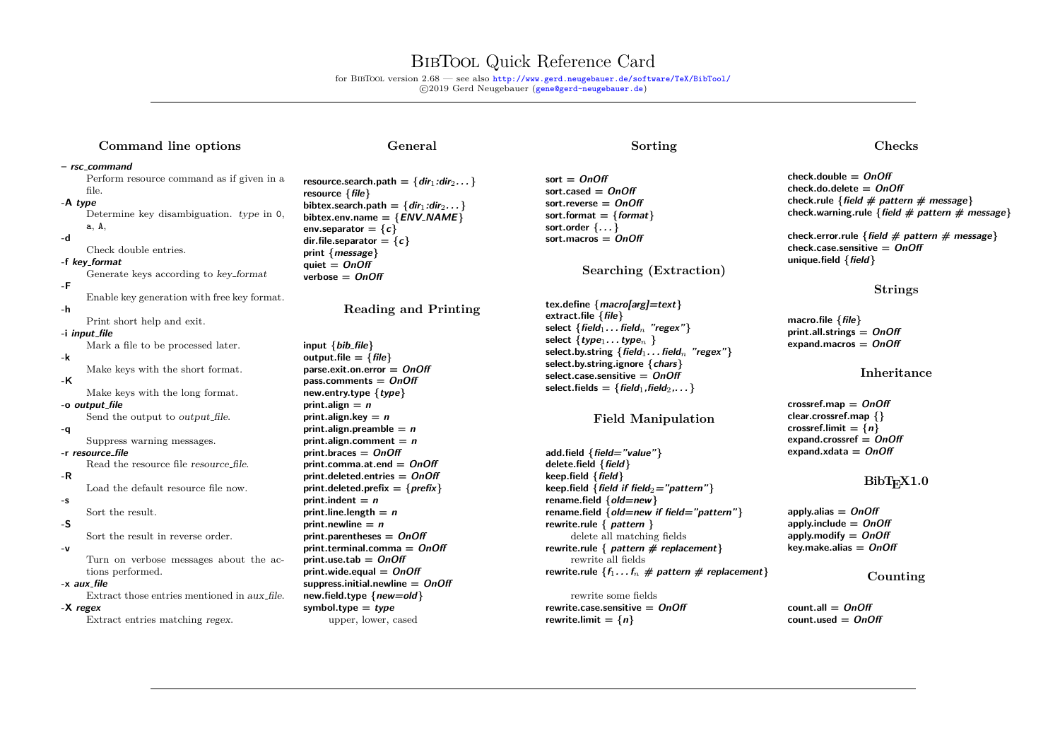# BibTool Quick Reference Card

for BibTool version 2.68 — see also http://www.gerd.neugebauer.de/software/TeX/BibTool/
©2019 Gerd Neugebauer (gene@gerd-neugebauer.de)

## Command line options

**– *rsc_command***
Perform resource command as if given in a file.

**-A *type***
Determine key disambiguation. *type* in 0, a, A,

**-d**
Check double entries.

**-f *key_format***
Generate keys according to *key_format*

**-F**
Enable key generation with free key format.

**-h**
Print short help and exit.

**-i *input_file***
Mark a file to be processed later.

**-k**
Make keys with the short format.

**-K**
Make keys with the long format.

**-o *output_file***
Send the output to *output_file*.

**-q**
Suppress warning messages.

**-r *resource_file***
Read the resource file *resource_file*.

**-R**
Load the default resource file now.

**-s**
Sort the result.

**-S**
Sort the result in reverse order.

**-v**
Turn on verbose messages about the actions performed.

**-x *aux_file***
Extract those entries mentioned in *aux_file*.

**-X *regex***
Extract entries matching *regex*.

## General

**resource.search.path = {*dir*$_1$:*dir*$_2$...}**
**resource {*file*}**
**bibtex.search.path = {*dir*$_1$:*dir*$_2$...}**
**bibtex.env.name = {*ENV_NAME*}**
**env.separator = {*c*}**
**dir.file.separator = {*c*}**
**print {*message*}**
**quiet = *OnOff***
**verbose = *OnOff***

## Reading and Printing

**input {*bib_file*}**
**output.file = {*file*}**
**parse.exit.on.error = *OnOff***
**pass.comments = *OnOff***
**new.entry.type {*type*}**
**print.align = *n***
**print.align.key = *n***
**print.align.preamble = *n***
**print.align.comment = *n***
**print.braces = *OnOff***
**print.comma.at.end = *OnOff***
**print.deleted.entries = *OnOff***
**print.deleted.prefix = {*prefix*}**
**print.indent = *n***
**print.line.length = *n***
**print.newline = *n***
**print.parentheses = *OnOff***
**print.terminal.comma = *OnOff***
**print.use.tab = *OnOff***
**print.wide.equal = *OnOff***
**suppress.initial.newline = *OnOff***
**new.field.type {*new=old*}**
**symbol.type = *type***
upper, lower, cased

## Sorting

**sort = *OnOff***
**sort.cased = *OnOff***
**sort.reverse = *OnOff***
**sort.format = {*format*}**
**sort.order {...}**
**sort.macros = *OnOff***

## Searching (Extraction)

**tex.define {*macro[arg]=text*}**
**extract.file {*file*}**
**select {*field*$_1$... *field*$_n$ *"regex"*}**
**select {*type*$_1$... *type*$_n$ }**
**select.by.string {*field*$_1$... *field*$_n$ *"regex"*}**
**select.by.string.ignore {*chars*}**
**select.case.sensitive = *OnOff***
**select.fields = {*field*$_1$,*field*$_2$,...}**

## Field Manipulation

**add.field {*field="value"*}**
**delete.field {*field*}**
**keep.field {*field*}**
**keep.field {*field if field*$_2$*="pattern"*}**
**rename.field {*old=new*}**
**rename.field {*old=new if field="pattern"*}**
**rewrite.rule { *pattern* }**
delete all matching fields
**rewrite.rule { *pattern # replacement*}**
rewrite all fields
**rewrite.rule {*f*$_1$... *f*$_n$ *# pattern # replacement*}**
rewrite some fields
**rewrite.case.sensitive = *OnOff***
**rewrite.limit = {*n*}**

## Checks

**check.double = *OnOff***
**check.do.delete = *OnOff***
**check.rule {*field # pattern # message*}**
**check.warning.rule {*field # pattern # message*}**

**check.error.rule {*field # pattern # message*}**
**check.case.sensitive = *OnOff***
**unique.field {*field*}**

## Strings

**macro.file {*file*}**
**print.all.strings = *OnOff***
**expand.macros = *OnOff***

## Inheritance

**crossref.map = *OnOff***
**clear.crossref.map {}**
**crossref.limit = {*n*}**
**expand.crossref = *OnOff***
**expand.xdata = *OnOff***

## BibTeX1.0

**apply.alias = *OnOff***
**apply.include = *OnOff***
**apply.modify = *OnOff***
**key.make.alias = *OnOff***

## Counting

**count.all = *OnOff***
**count.used = *OnOff***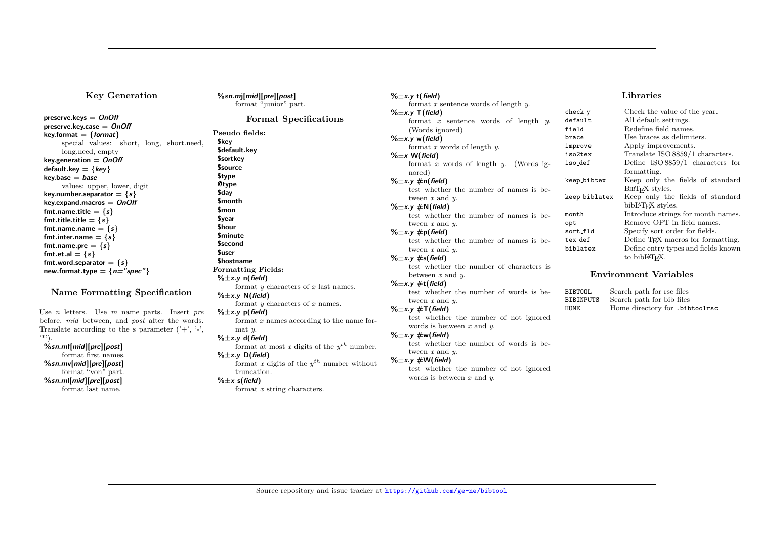## Key Generation

**preserve.keys = *OnOff***
**preserve.key.case = *OnOff***
**key.format = {*format*}**
: special values: short, long, short.need, long.need, empty
**key.generation = *OnOff***
**default.key = {*key*}**
**key.base = *base***
: values: upper, lower, digit
**key.number.separator = {*s*}**
**key.expand.macros = *OnOff***
**fmt.name.title = {*s*}**
**fmt.title.title = {*s*}**
**fmt.name.name = {*s*}**
**fmt.inter.name = {*s*}**
**fmt.name.pre = {*s*}**
**fmt.et.al = {*s*}**
**fmt.word.separator = {*s*}**
**new.format.type = {*n="spec"*}**

## Name Formatting Specification

Use *n* letters. Use *m* name parts. Insert *pre* before, *mid* between, and *post* after the words. Translate according to the s parameter ('+', '-', '*').

**%*sn.m*f[*mid*][*pre*][*post*]**
: format first names.

**%*sn.m*v[*mid*][*pre*][*post*]**
: format "von" part.

**%*sn.m*l[*mid*][*pre*][*post*]**
: format last name.

**%*sn.m*j[*mid*][*pre*][*post*]**
: format "junior" part.

## Format Specifications

**Pseudo fields:**

- **$key**
- **$default.key**
- **$sortkey**
- **$source**
- **$type**
- **@type**
- **$day**
- **$month**
- **$mon**
- **$year**
- **$hour**
- **$minute**
- **$second**
- **$user**
- **$hostname**

**Formatting Fields:**

**%±*x.y* n(*field*)**
: format *y* characters of *x* last names.

**%±*x.y* N(*field*)**
: format *y* characters of *x* names.

**%±*x.y* p(*field*)**
: format *x* names according to the name format *y*.

**%±*x.y* d(*field*)**
: format at most *x* digits of the $y^{th}$ number.

**%±*x.y* D(*field*)**
: format *x* digits of the $y^{th}$ number without truncation.

**%±*x* s(*field*)**
: format *x* string characters.

**%±*x.y* t(*field*)**
: format *x* sentence words of length *y*.

**%±*x.y* T(*field*)**
: format *x* sentence words of length *y*. (Words ignored)

**%±*x.y* w(*field*)**
: format *x* words of length *y*.

**%±*x* W(*field*)**
: format *x* words of length *y*. (Words ignored)

**%±*x.y* #n(*field*)**
: test whether the number of names is between *x* and *y*.

**%±*x.y* #N(*field*)**
: test whether the number of names is between *x* and *y*.

**%±*x.y* #p(*field*)**
: test whether the number of names is between *x* and *y*.

**%±*x.y* #s(*field*)**
: test whether the number of characters is between *x* and *y*.

**%±*x.y* #t(*field*)**
: test whether the number of words is between *x* and *y*.

**%±*x.y* #T(*field*)**
: test whether the number of not ignored words is between *x* and *y*.

**%±*x.y* #w(*field*)**
: test whether the number of words is between *x* and *y*.

**%±*x.y* #W(*field*)**
: test whether the number of not ignored words is between *x* and *y*.

## Libraries

| | |
|---|---|
| `check_y` | Check the value of the year. |
| `default` | All default settings. |
| `field` | Redefine field names. |
| `brace` | Use braces as delimiters. |
| `improve` | Apply improvements. |
| `iso2tex` | Translate ISO 8859/1 characters. |
| `iso_def` | Define ISO 8859/1 characters for formatting. |
| `keep_bibtex` | Keep only the fields of standard BibTeX styles. |
| `keep_biblatex` | Keep only the fields of standard bibLaTeX styles. |
| `month` | Introduce strings for month names. |
| `opt` | Remove OPT in field names. |
| `sort_fld` | Specify sort order for fields. |
| `tex_def` | Define TeX macros for formatting. |
| `biblatex` | Define entry types and fields known to bibLaTeX. |

## Environment Variables

| | |
|---|---|
| `BIBTOOL` | Search path for rsc files |
| `BIBINPUTS` | Search path for bib files |
| `HOME` | Home directory for `.bibtoolrsc` |

Source repository and issue tracker at https://github.com/ge-ne/bibtool